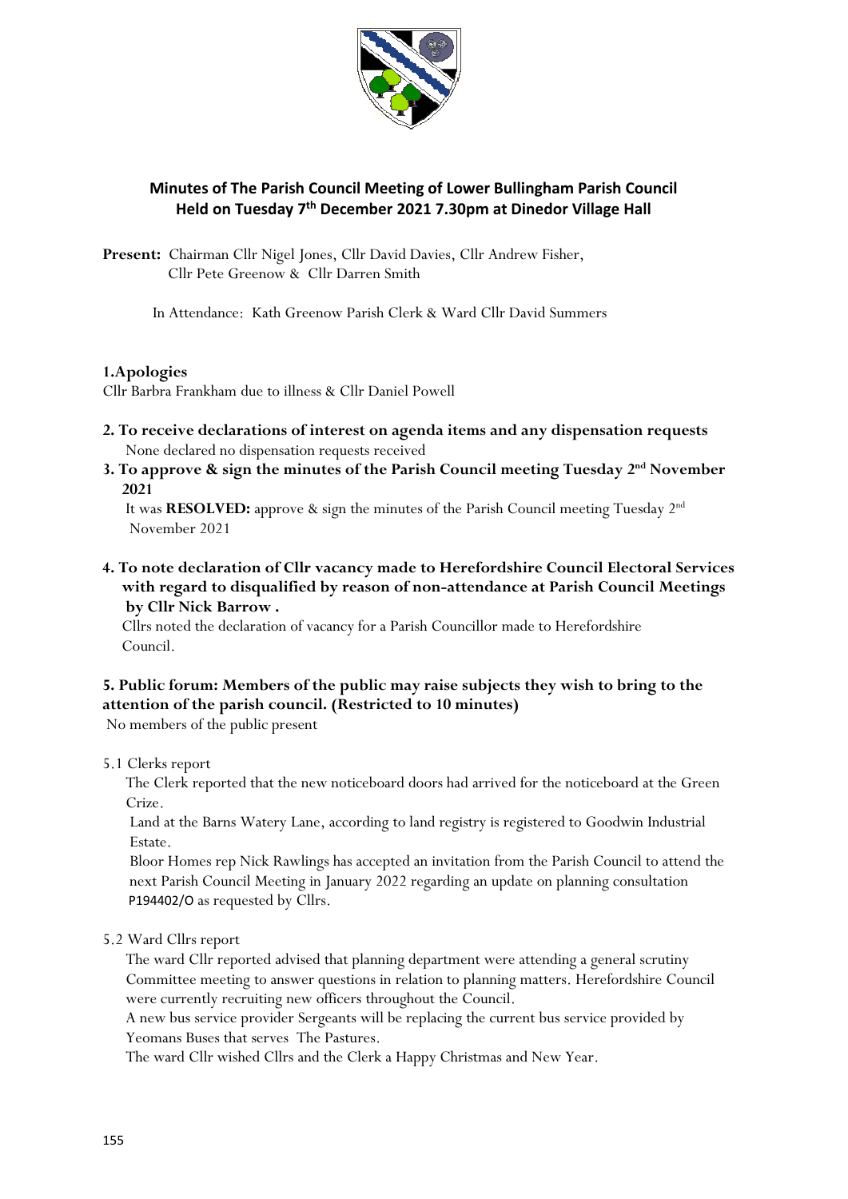## Minutes of The Parish Council Meeting of Lower Bullingham Parish Council Held on Tuesday 7th December 2021 7.30pm at Dinedor Village Hall

**Present:** Chairman Cllr Nigel Jones, Cllr David Davies, Cllr Andrew Fisher, Cllr Pete Greenow & Cllr Darren Smith

In Attendance: Kath Greenow Parish Clerk & Ward Cllr David Summers

**1.Apologies**

Cllr Barbra Frankham due to illness & Cllr Daniel Powell

**2. To receive declarations of interest on agenda items and any dispensation requests**

None declared no dispensation requests received

**3. To approve & sign the minutes of the Parish Council meeting Tuesday 2nd November 2021**

It was **RESOLVED:** approve & sign the minutes of the Parish Council meeting Tuesday 2nd November 2021

**4. To note declaration of Cllr vacancy made to Herefordshire Council Electoral Services with regard to disqualified by reason of non-attendance at Parish Council Meetings by Cllr Nick Barrow .**

Cllrs noted the declaration of vacancy for a Parish Councillor made to Herefordshire Council.

**5. Public forum: Members of the public may raise subjects they wish to bring to the attention of the parish council. (Restricted to 10 minutes)**

No members of the public present

5.1 Clerks report

The Clerk reported that the new noticeboard doors had arrived for the noticeboard at the Green Crize.

Land at the Barns Watery Lane, according to land registry is registered to Goodwin Industrial Estate.

Bloor Homes rep Nick Rawlings has accepted an invitation from the Parish Council to attend the next Parish Council Meeting in January 2022 regarding an update on planning consultation P194402/O as requested by Cllrs.

5.2 Ward Cllrs report

The ward Cllr reported advised that planning department were attending a general scrutiny Committee meeting to answer questions in relation to planning matters. Herefordshire Council were currently recruiting new officers throughout the Council.

A new bus service provider Sergeants will be replacing the current bus service provided by Yeomans Buses that serves The Pastures.

The ward Cllr wished Cllrs and the Clerk a Happy Christmas and New Year.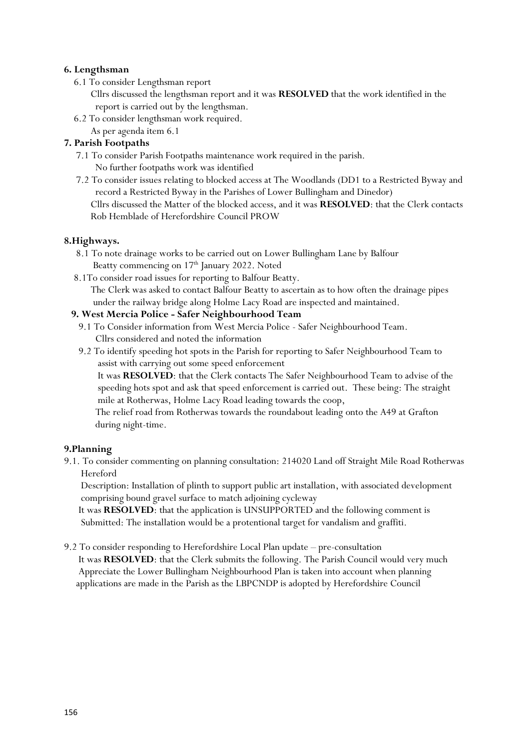**6. Lengthsman**

6.1 To consider Lengthsman report

Cllrs discussed the lengthsman report and it was **RESOLVED** that the work identified in the report is carried out by the lengthsman.

6.2 To consider lengthsman work required.

As per agenda item 6.1

**7. Parish Footpaths**

7.1 To consider Parish Footpaths maintenance work required in the parish.

No further footpaths work was identified

7.2 To consider issues relating to blocked access at The Woodlands (DD1 to a Restricted Byway and record a Restricted Byway in the Parishes of Lower Bullingham and Dinedor)

Cllrs discussed the Matter of the blocked access, and it was **RESOLVED**: that the Clerk contacts Rob Hemblade of Herefordshire Council PROW

**8.Highways.**

8.1 To note drainage works to be carried out on Lower Bullingham Lane by Balfour Beatty commencing on 17th January 2022. Noted

8.1To consider road issues for reporting to Balfour Beatty.

The Clerk was asked to contact Balfour Beatty to ascertain as to how often the drainage pipes under the railway bridge along Holme Lacy Road are inspected and maintained.

**9. West Mercia Police - Safer Neighbourhood Team**

9.1 To Consider information from West Mercia Police - Safer Neighbourhood Team.

Cllrs considered and noted the information

9.2 To identify speeding hot spots in the Parish for reporting to Safer Neighbourhood Team to assist with carrying out some speed enforcement

It was **RESOLVED**: that the Clerk contacts The Safer Neighbourhood Team to advise of the speeding hots spot and ask that speed enforcement is carried out. These being: The straight mile at Rotherwas, Holme Lacy Road leading towards the coop,

The relief road from Rotherwas towards the roundabout leading onto the A49 at Grafton during night-time.

**9.Planning**

9.1. To consider commenting on planning consultation: 214020 Land off Straight Mile Road Rotherwas Hereford

Description: Installation of plinth to support public art installation, with associated development comprising bound gravel surface to match adjoining cycleway

It was **RESOLVED**: that the application is UNSUPPORTED and the following comment is Submitted: The installation would be a protentional target for vandalism and graffiti.

9.2 To consider responding to Herefordshire Local Plan update – pre-consultation

It was **RESOLVED**: that the Clerk submits the following. The Parish Council would very much Appreciate the Lower Bullingham Neighbourhood Plan is taken into account when planning applications are made in the Parish as the LBPCNDP is adopted by Herefordshire Council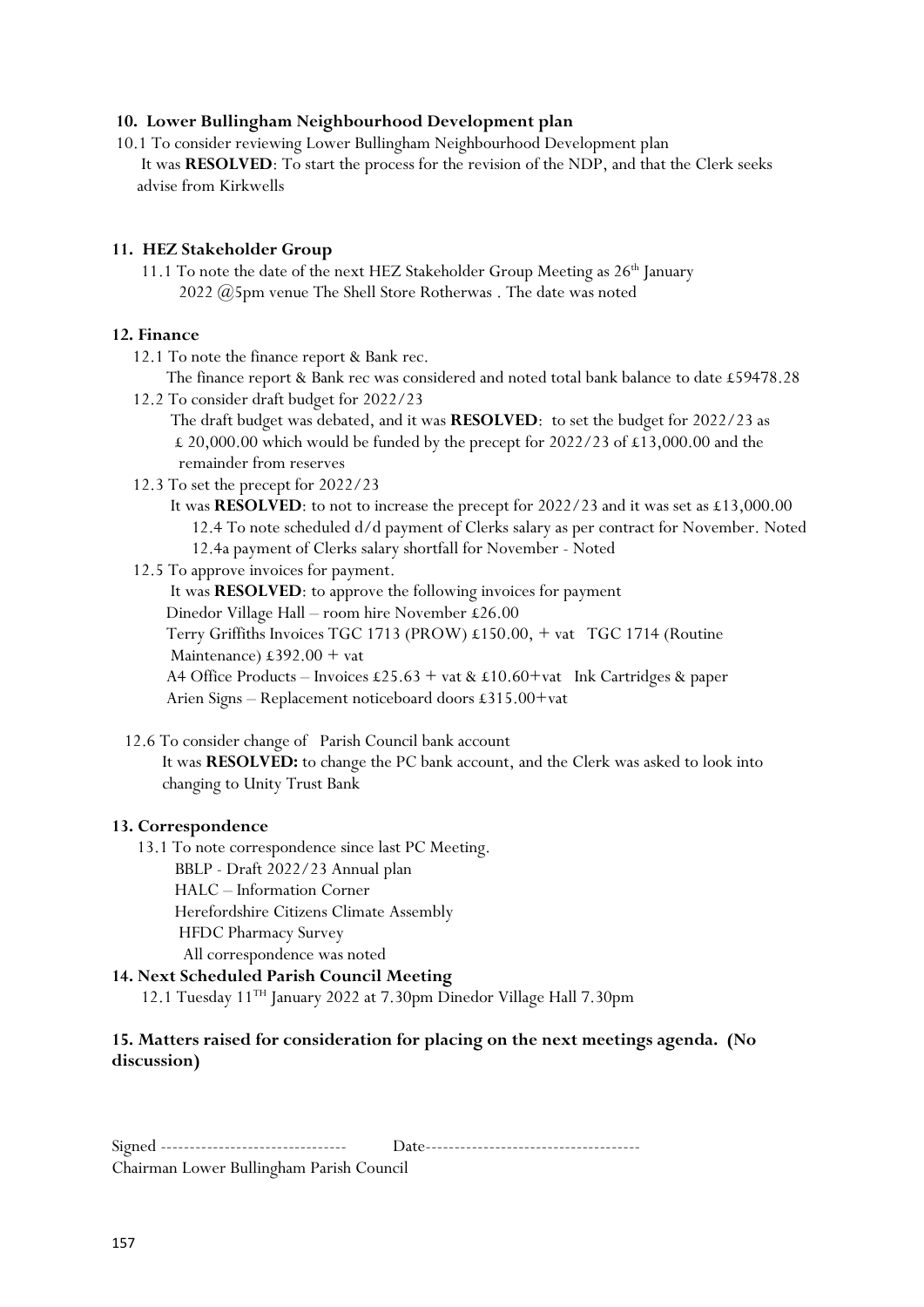## 10. Lower Bullingham Neighbourhood Development plan

10.1 To consider reviewing Lower Bullingham Neighbourhood Development plan
It was **RESOLVED**: To start the process for the revision of the NDP, and that the Clerk seeks advise from Kirkwells

## 11. HEZ Stakeholder Group

11.1 To note the date of the next HEZ Stakeholder Group Meeting as 26th January 2022 @5pm venue The Shell Store Rotherwas . The date was noted

## 12. Finance

12.1 To note the finance report & Bank rec.
The finance report & Bank rec was considered and noted total bank balance to date £59478.28

12.2 To consider draft budget for 2022/23
The draft budget was debated, and it was **RESOLVED**: to set the budget for 2022/23 as £ 20,000.00 which would be funded by the precept for 2022/23 of £13,000.00 and the remainder from reserves

12.3 To set the precept for 2022/23
It was **RESOLVED**: to not to increase the precept for 2022/23 and it was set as £13,000.00

12.4 To note scheduled d/d payment of Clerks salary as per contract for November. Noted

12.4a payment of Clerks salary shortfall for November - Noted

12.5 To approve invoices for payment.
It was **RESOLVED**: to approve the following invoices for payment
Dinedor Village Hall – room hire November £26.00
Terry Griffiths Invoices TGC 1713 (PROW) £150.00, + vat TGC 1714 (Routine Maintenance) £392.00 + vat
A4 Office Products – Invoices £25.63 + vat & £10.60+vat Ink Cartridges & paper
Arien Signs – Replacement noticeboard doors £315.00+vat

12.6 To consider change of Parish Council bank account
It was **RESOLVED:** to change the PC bank account, and the Clerk was asked to look into changing to Unity Trust Bank

## 13. Correspondence

13.1 To note correspondence since last PC Meeting.
BBLP - Draft 2022/23 Annual plan
HALC – Information Corner
Herefordshire Citizens Climate Assembly
HFDC Pharmacy Survey
All correspondence was noted

## 14. Next Scheduled Parish Council Meeting

12.1 Tuesday 11TH January 2022 at 7.30pm Dinedor Village Hall 7.30pm

## 15. Matters raised for consideration for placing on the next meetings agenda. (No discussion)

Signed -------------------------------- Date-------------------------------------
Chairman Lower Bullingham Parish Council